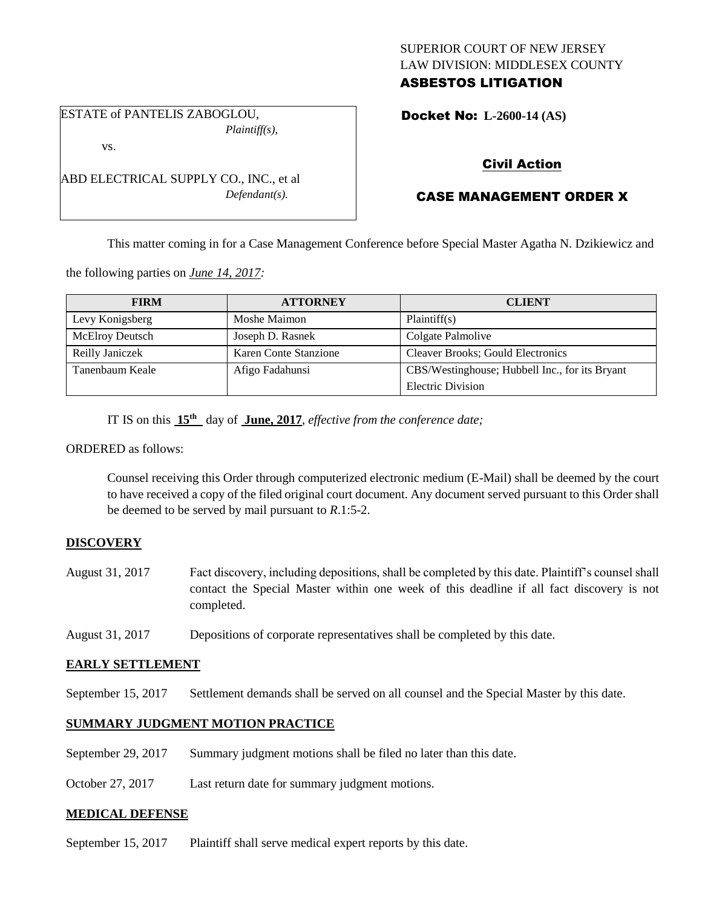SUPERIOR COURT OF NEW JERSEY
LAW DIVISION: MIDDLESEX COUNTY
**ASBESTOS LITIGATION**

ESTATE of PANTELIS ZABOGLOU,
*Plaintiff(s),*

vs.

ABD ELECTRICAL SUPPLY CO., INC., et al
*Defendant(s).*

**Docket No: L-2600-14 (AS)**

**Civil Action**

**CASE MANAGEMENT ORDER X**

This matter coming in for a Case Management Conference before Special Master Agatha N. Dzikiewicz and the following parties on *June 14, 2017:*

| FIRM | ATTORNEY | CLIENT |
|---|---|---|
| Levy Konigsberg | Moshe Maimon | Plaintiff(s) |
| McElroy Deutsch | Joseph D. Rasnek | Colgate Palmolive |
| Reilly Janiczek | Karen Conte Stanzione | Cleaver Brooks; Gould Electronics |
| Tanenbaum Keale | Afigo Fadahunsi | CBS/Westinghouse; Hubbell Inc., for its Bryant Electric Division |

IT IS on this **15th** day of **June, 2017**, *effective from the conference date;*

ORDERED as follows:

Counsel receiving this Order through computerized electronic medium (E-Mail) shall be deemed by the court to have received a copy of the filed original court document. Any document served pursuant to this Order shall be deemed to be served by mail pursuant to *R*.1:5-2.

**DISCOVERY**

August 31, 2017 Fact discovery, including depositions, shall be completed by this date. Plaintiff's counsel shall contact the Special Master within one week of this deadline if all fact discovery is not completed.

August 31, 2017 Depositions of corporate representatives shall be completed by this date.

**EARLY SETTLEMENT**

September 15, 2017 Settlement demands shall be served on all counsel and the Special Master by this date.

**SUMMARY JUDGMENT MOTION PRACTICE**

September 29, 2017 Summary judgment motions shall be filed no later than this date.

October 27, 2017 Last return date for summary judgment motions.

**MEDICAL DEFENSE**

September 15, 2017 Plaintiff shall serve medical expert reports by this date.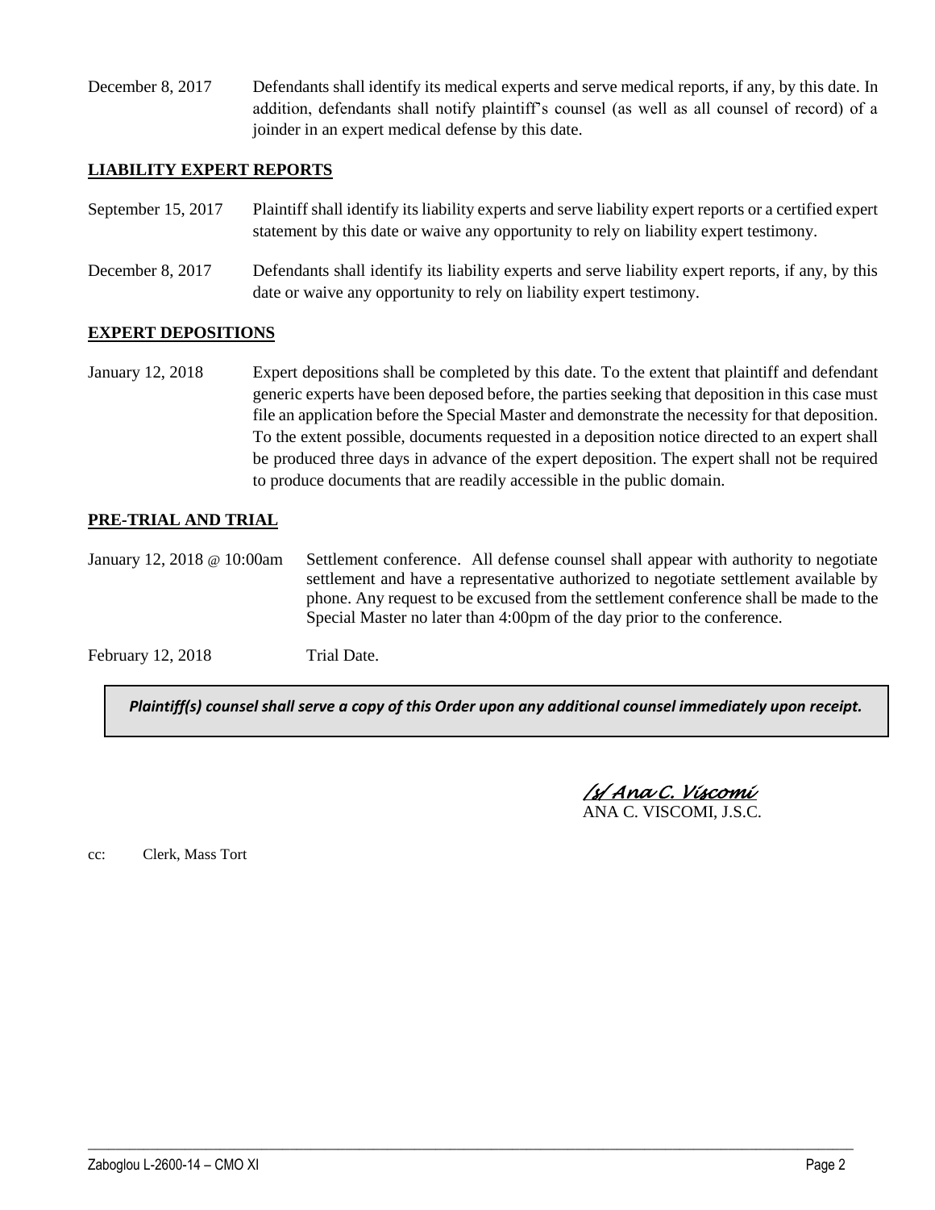| | |
|---|---|
| December 8, 2017 | Defendants shall identify its medical experts and serve medical reports, if any, by this date. In addition, defendants shall notify plaintiff's counsel (as well as all counsel of record) of a joinder in an expert medical defense by this date. |

## LIABILITY EXPERT REPORTS

| | |
|---|---|
| September 15, 2017 | Plaintiff shall identify its liability experts and serve liability expert reports or a certified expert statement by this date or waive any opportunity to rely on liability expert testimony. |
| December 8, 2017 | Defendants shall identify its liability experts and serve liability expert reports, if any, by this date or waive any opportunity to rely on liability expert testimony. |

## EXPERT DEPOSITIONS

| | |
|---|---|
| January 12, 2018 | Expert depositions shall be completed by this date. To the extent that plaintiff and defendant generic experts have been deposed before, the parties seeking that deposition in this case must file an application before the Special Master and demonstrate the necessity for that deposition. To the extent possible, documents requested in a deposition notice directed to an expert shall be produced three days in advance of the expert deposition. The expert shall not be required to produce documents that are readily accessible in the public domain. |

## PRE-TRIAL AND TRIAL

| | |
|---|---|
| January 12, 2018 @ 10:00am | Settlement conference. All defense counsel shall appear with authority to negotiate settlement and have a representative authorized to negotiate settlement available by phone. Any request to be excused from the settlement conference shall be made to the Special Master no later than 4:00pm of the day prior to the conference. |
| February 12, 2018 | Trial Date. |

***Plaintiff(s) counsel shall serve a copy of this Order upon any additional counsel immediately upon receipt.***

*/s/ Ana C. Viscomi*
ANA C. VISCOMI, J.S.C.

cc: Clerk, Mass Tort